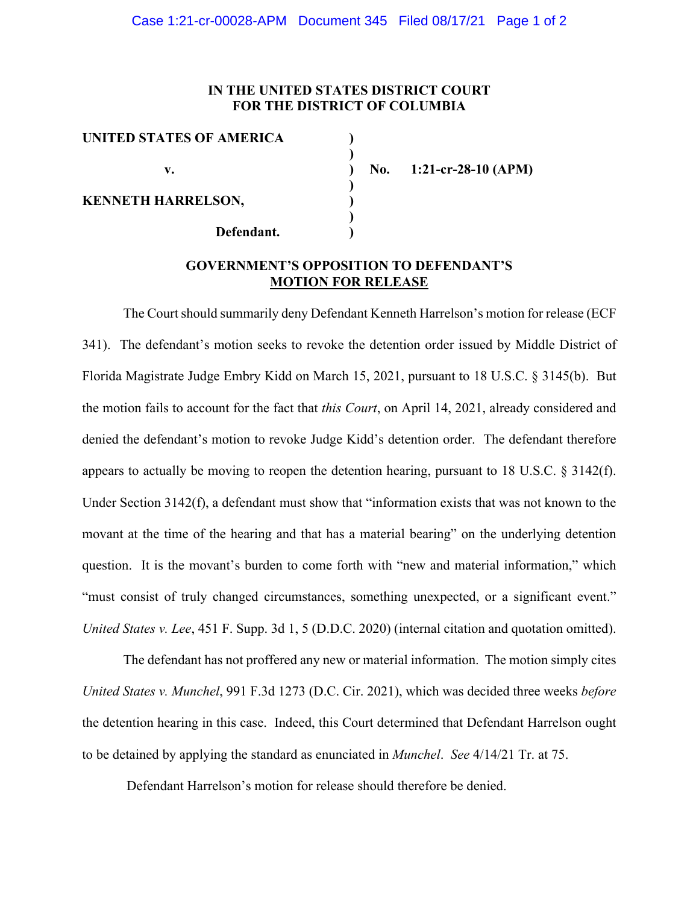**IN THE UNITED STATES DISTRICT COURT**
**FOR THE DISTRICT OF COLUMBIA**

| | | |
|---|---|---|
| **UNITED STATES OF AMERICA** | **)** | |
| | **)** | |
| **v.** | **)** | **No. 1:21-cr-28-10 (APM)** |
| | **)** | |
| **KENNETH HARRELSON,** | **)** | |
| | **)** | |
| **Defendant.** | **)** | |

**GOVERNMENT'S OPPOSITION TO DEFENDANT'S MOTION FOR RELEASE**

The Court should summarily deny Defendant Kenneth Harrelson's motion for release (ECF 341). The defendant's motion seeks to revoke the detention order issued by Middle District of Florida Magistrate Judge Embry Kidd on March 15, 2021, pursuant to 18 U.S.C. § 3145(b). But the motion fails to account for the fact that *this Court*, on April 14, 2021, already considered and denied the defendant's motion to revoke Judge Kidd's detention order. The defendant therefore appears to actually be moving to reopen the detention hearing, pursuant to 18 U.S.C. § 3142(f). Under Section 3142(f), a defendant must show that "information exists that was not known to the movant at the time of the hearing and that has a material bearing" on the underlying detention question. It is the movant's burden to come forth with "new and material information," which "must consist of truly changed circumstances, something unexpected, or a significant event." *United States v. Lee*, 451 F. Supp. 3d 1, 5 (D.D.C. 2020) (internal citation and quotation omitted).

The defendant has not proffered any new or material information. The motion simply cites *United States v. Munchel*, 991 F.3d 1273 (D.C. Cir. 2021), which was decided three weeks *before* the detention hearing in this case. Indeed, this Court determined that Defendant Harrelson ought to be detained by applying the standard as enunciated in *Munchel*. *See* 4/14/21 Tr. at 75.

Defendant Harrelson's motion for release should therefore be denied.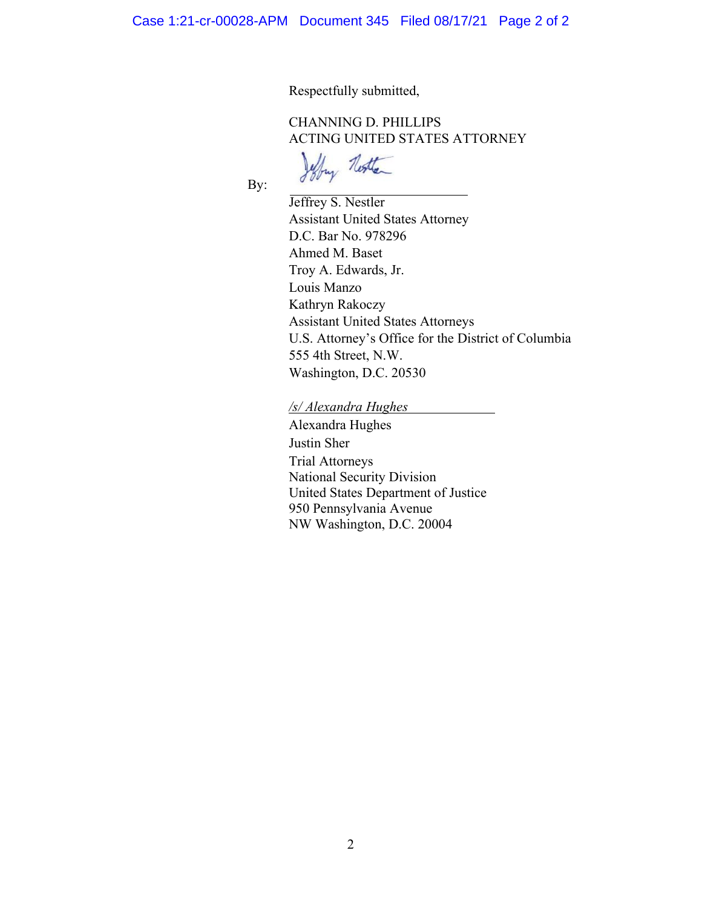Respectfully submitted,

CHANNING D. PHILLIPS
ACTING UNITED STATES ATTORNEY

By: ______________________________
Jeffrey S. Nestler
Assistant United States Attorney
D.C. Bar No. 978296
Ahmed M. Baset
Troy A. Edwards, Jr.
Louis Manzo
Kathryn Rakoczy
Assistant United States Attorneys
U.S. Attorney's Office for the District of Columbia
555 4th Street, N.W.
Washington, D.C. 20530

*/s/ Alexandra Hughes*
Alexandra Hughes
Justin Sher
Trial Attorneys
National Security Division
United States Department of Justice
950 Pennsylvania Avenue
NW Washington, D.C. 20004